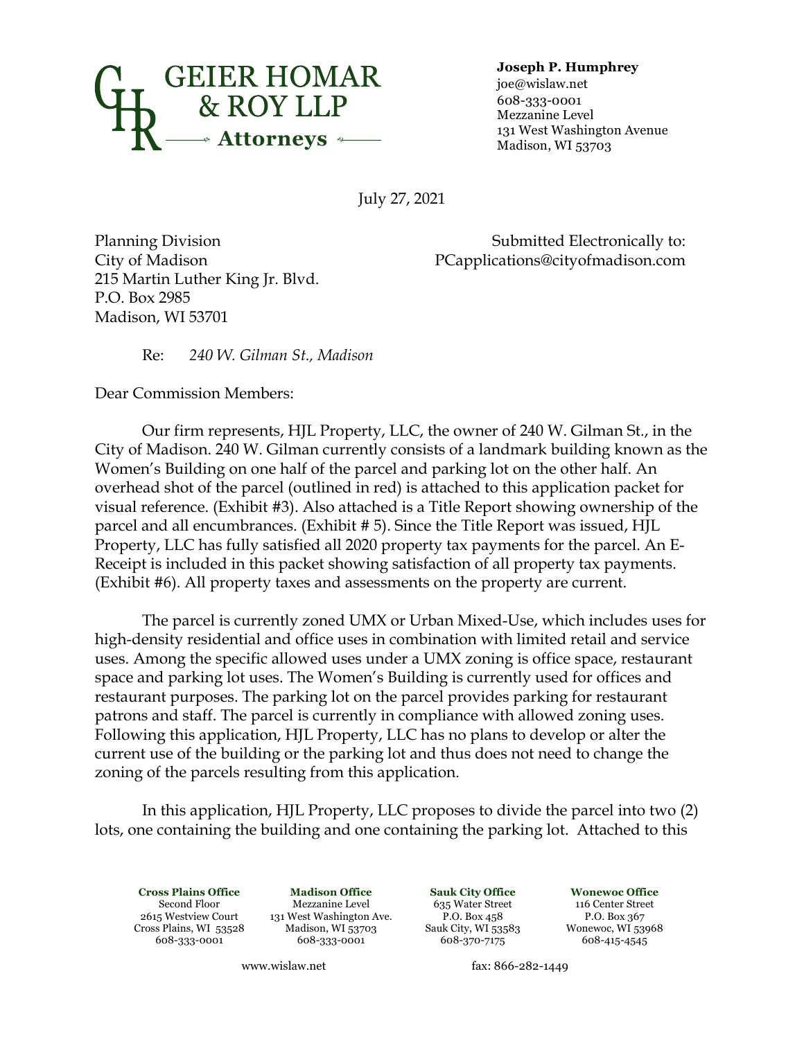**GEIER HOMAR & ROY LLP**
**Attorneys**

**Joseph P. Humphrey**
joe@wislaw.net
608-333-0001
Mezzanine Level
131 West Washington Avenue
Madison, WI 53703

July 27, 2021

Planning Division
City of Madison
215 Martin Luther King Jr. Blvd.
P.O. Box 2985
Madison, WI 53701

Submitted Electronically to:
PCapplications@cityofmadison.com

Re: *240 W. Gilman St., Madison*

Dear Commission Members:

Our firm represents, HJL Property, LLC, the owner of 240 W. Gilman St., in the City of Madison. 240 W. Gilman currently consists of a landmark building known as the Women's Building on one half of the parcel and parking lot on the other half. An overhead shot of the parcel (outlined in red) is attached to this application packet for visual reference. (Exhibit #3). Also attached is a Title Report showing ownership of the parcel and all encumbrances. (Exhibit # 5). Since the Title Report was issued, HJL Property, LLC has fully satisfied all 2020 property tax payments for the parcel. An E-Receipt is included in this packet showing satisfaction of all property tax payments. (Exhibit #6). All property taxes and assessments on the property are current.

The parcel is currently zoned UMX or Urban Mixed-Use, which includes uses for high-density residential and office uses in combination with limited retail and service uses. Among the specific allowed uses under a UMX zoning is office space, restaurant space and parking lot uses. The Women's Building is currently used for offices and restaurant purposes. The parking lot on the parcel provides parking for restaurant patrons and staff. The parcel is currently in compliance with allowed zoning uses. Following this application, HJL Property, LLC has no plans to develop or alter the current use of the building or the parking lot and thus does not need to change the zoning of the parcels resulting from this application.

In this application, HJL Property, LLC proposes to divide the parcel into two (2) lots, one containing the building and one containing the parking lot. Attached to this

**Cross Plains Office**
Second Floor
2615 Westview Court
Cross Plains, WI 53528
608-333-0001

**Madison Office**
Mezzanine Level
131 West Washington Ave.
Madison, WI 53703
608-333-0001

**Sauk City Office**
635 Water Street
P.O. Box 458
Sauk City, WI 53583
608-370-7175

**Wonewoc Office**
116 Center Street
P.O. Box 367
Wonewoc, WI 53968
608-415-4545

www.wislaw.net fax: 866-282-1449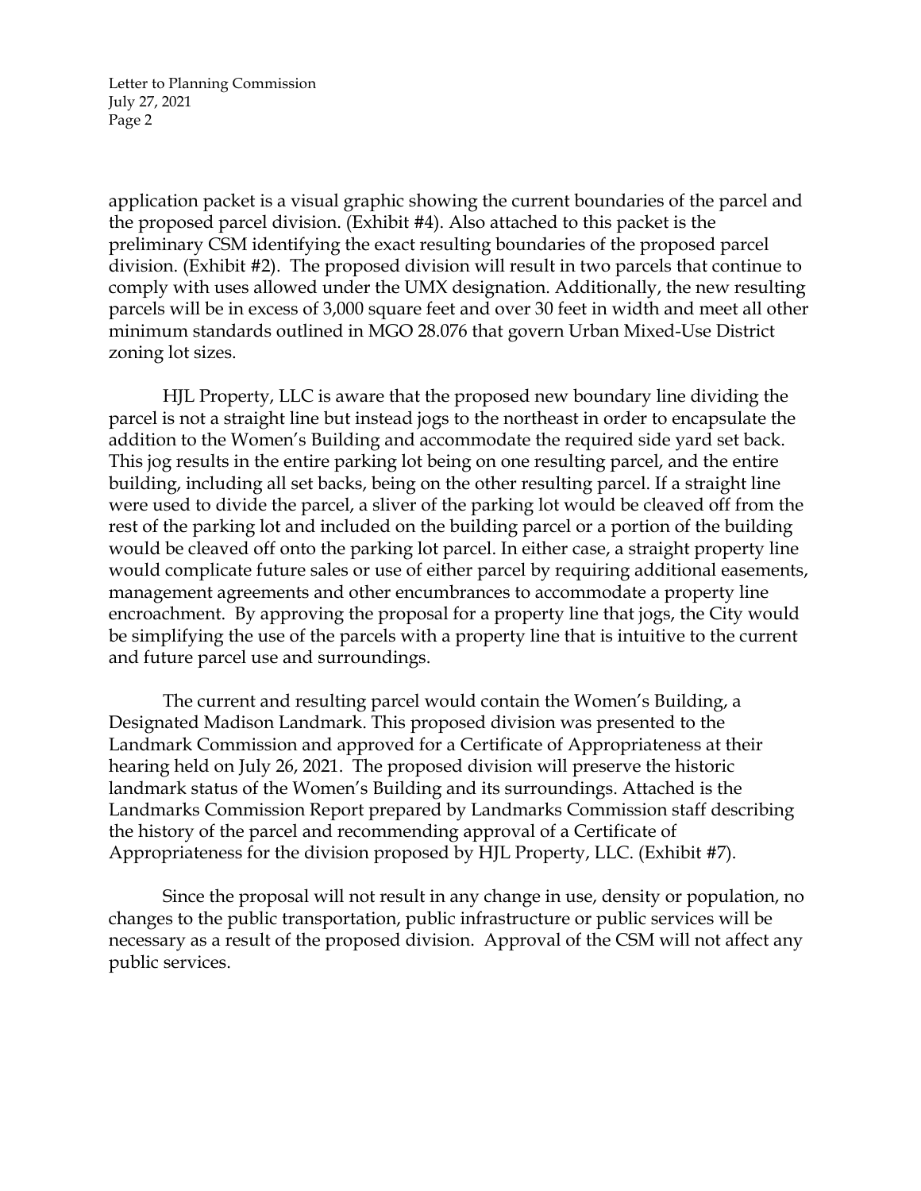application packet is a visual graphic showing the current boundaries of the parcel and the proposed parcel division. (Exhibit #4). Also attached to this packet is the preliminary CSM identifying the exact resulting boundaries of the proposed parcel division. (Exhibit #2). The proposed division will result in two parcels that continue to comply with uses allowed under the UMX designation. Additionally, the new resulting parcels will be in excess of 3,000 square feet and over 30 feet in width and meet all other minimum standards outlined in MGO 28.076 that govern Urban Mixed-Use District zoning lot sizes.

HJL Property, LLC is aware that the proposed new boundary line dividing the parcel is not a straight line but instead jogs to the northeast in order to encapsulate the addition to the Women's Building and accommodate the required side yard set back. This jog results in the entire parking lot being on one resulting parcel, and the entire building, including all set backs, being on the other resulting parcel. If a straight line were used to divide the parcel, a sliver of the parking lot would be cleaved off from the rest of the parking lot and included on the building parcel or a portion of the building would be cleaved off onto the parking lot parcel. In either case, a straight property line would complicate future sales or use of either parcel by requiring additional easements, management agreements and other encumbrances to accommodate a property line encroachment. By approving the proposal for a property line that jogs, the City would be simplifying the use of the parcels with a property line that is intuitive to the current and future parcel use and surroundings.

The current and resulting parcel would contain the Women's Building, a Designated Madison Landmark. This proposed division was presented to the Landmark Commission and approved for a Certificate of Appropriateness at their hearing held on July 26, 2021. The proposed division will preserve the historic landmark status of the Women's Building and its surroundings. Attached is the Landmarks Commission Report prepared by Landmarks Commission staff describing the history of the parcel and recommending approval of a Certificate of Appropriateness for the division proposed by HJL Property, LLC. (Exhibit #7).

Since the proposal will not result in any change in use, density or population, no changes to the public transportation, public infrastructure or public services will be necessary as a result of the proposed division. Approval of the CSM will not affect any public services.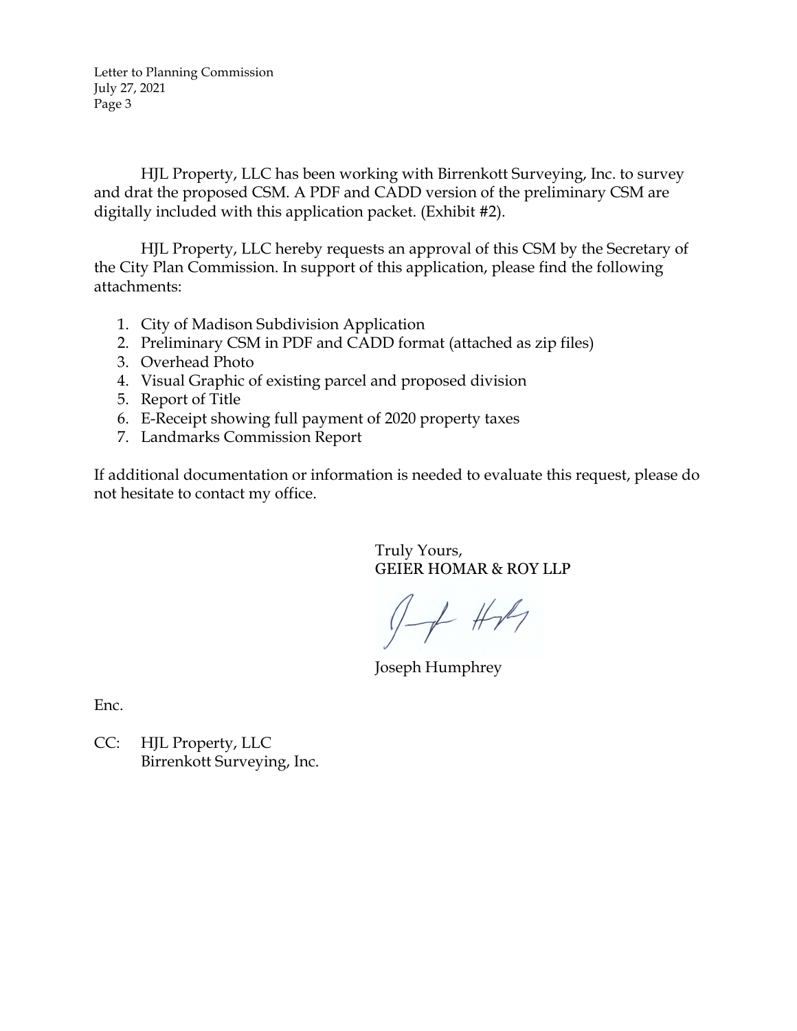HJL Property, LLC has been working with Birrenkott Surveying, Inc. to survey and drat the proposed CSM. A PDF and CADD version of the preliminary CSM are digitally included with this application packet. (Exhibit #2).

HJL Property, LLC hereby requests an approval of this CSM by the Secretary of the City Plan Commission. In support of this application, please find the following attachments:

1. City of Madison Subdivision Application
2. Preliminary CSM in PDF and CADD format (attached as zip files)
3. Overhead Photo
4. Visual Graphic of existing parcel and proposed division
5. Report of Title
6. E-Receipt showing full payment of 2020 property taxes
7. Landmarks Commission Report

If additional documentation or information is needed to evaluate this request, please do not hesitate to contact my office.

Truly Yours,
GEIER HOMAR & ROY LLP

Joseph Humphrey

Enc.

CC: HJL Property, LLC
Birrenkott Surveying, Inc.